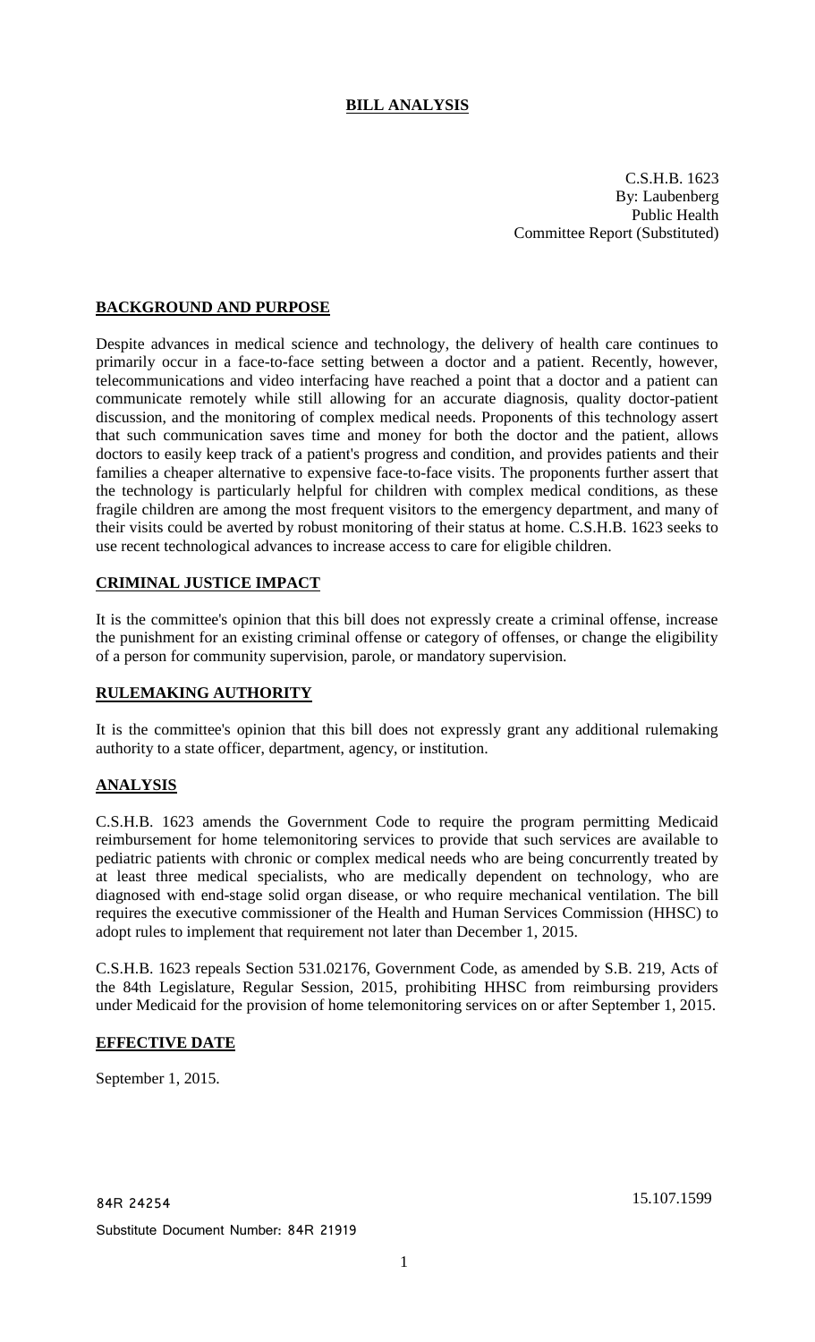# BILL ANALYSIS

C.S.H.B. 1623
By: Laubenberg
Public Health
Committee Report (Substituted)

## BACKGROUND AND PURPOSE

Despite advances in medical science and technology, the delivery of health care continues to primarily occur in a face-to-face setting between a doctor and a patient. Recently, however, telecommunications and video interfacing have reached a point that a doctor and a patient can communicate remotely while still allowing for an accurate diagnosis, quality doctor-patient discussion, and the monitoring of complex medical needs. Proponents of this technology assert that such communication saves time and money for both the doctor and the patient, allows doctors to easily keep track of a patient's progress and condition, and provides patients and their families a cheaper alternative to expensive face-to-face visits. The proponents further assert that the technology is particularly helpful for children with complex medical conditions, as these fragile children are among the most frequent visitors to the emergency department, and many of their visits could be averted by robust monitoring of their status at home. C.S.H.B. 1623 seeks to use recent technological advances to increase access to care for eligible children.

## CRIMINAL JUSTICE IMPACT

It is the committee's opinion that this bill does not expressly create a criminal offense, increase the punishment for an existing criminal offense or category of offenses, or change the eligibility of a person for community supervision, parole, or mandatory supervision.

## RULEMAKING AUTHORITY

It is the committee's opinion that this bill does not expressly grant any additional rulemaking authority to a state officer, department, agency, or institution.

## ANALYSIS

C.S.H.B. 1623 amends the Government Code to require the program permitting Medicaid reimbursement for home telemonitoring services to provide that such services are available to pediatric patients with chronic or complex medical needs who are being concurrently treated by at least three medical specialists, who are medically dependent on technology, who are diagnosed with end-stage solid organ disease, or who require mechanical ventilation. The bill requires the executive commissioner of the Health and Human Services Commission (HHSC) to adopt rules to implement that requirement not later than December 1, 2015.

C.S.H.B. 1623 repeals Section 531.02176, Government Code, as amended by S.B. 219, Acts of the 84th Legislature, Regular Session, 2015, prohibiting HHSC from reimbursing providers under Medicaid for the provision of home telemonitoring services on or after September 1, 2015.

## EFFECTIVE DATE

September 1, 2015.

84R 24254 15.107.1599

Substitute Document Number: 84R 21919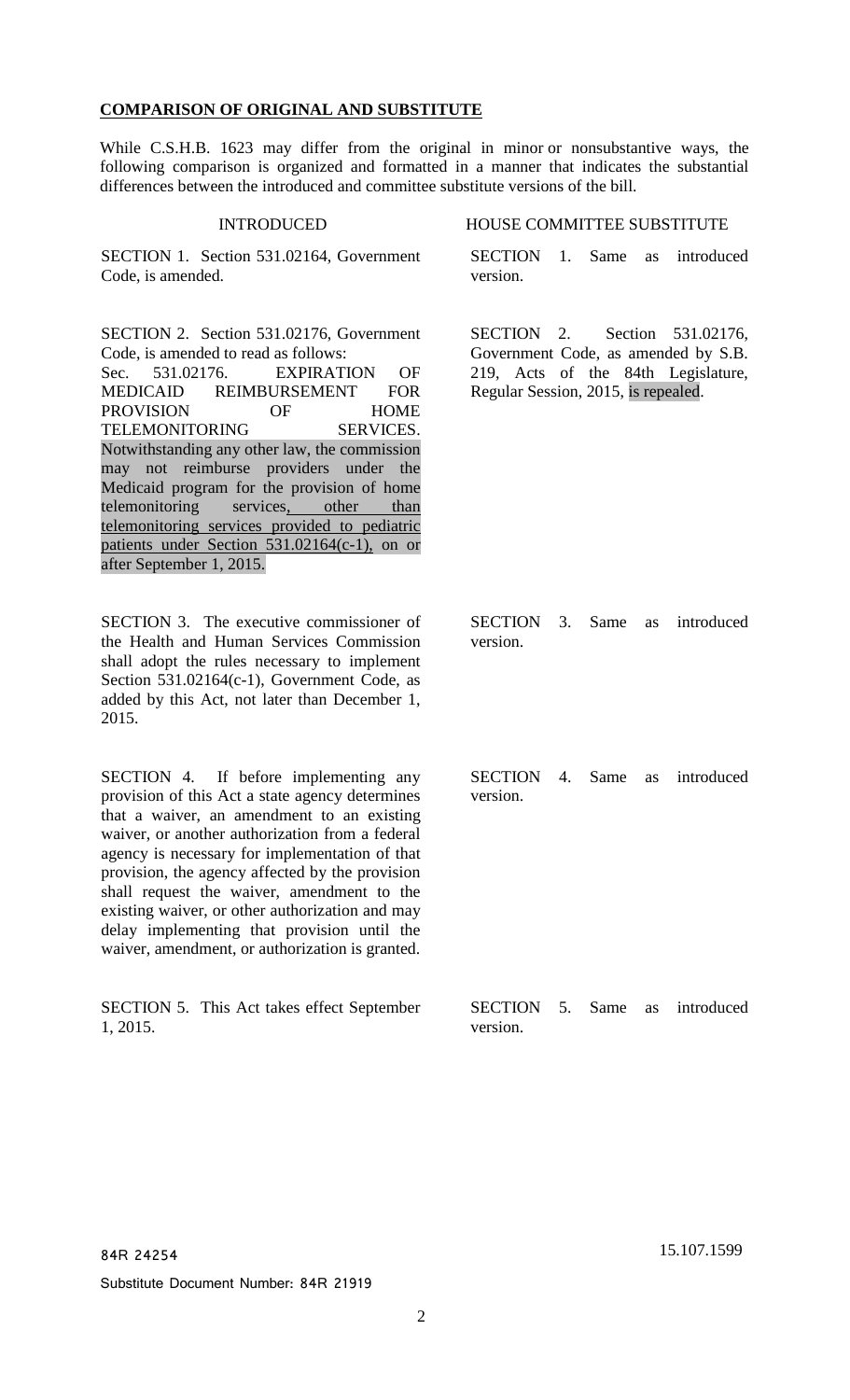**COMPARISON OF ORIGINAL AND SUBSTITUTE**

While C.S.H.B. 1623 may differ from the original in minor or nonsubstantive ways, the following comparison is organized and formatted in a manner that indicates the substantial differences between the introduced and committee substitute versions of the bill.

| INTRODUCED | HOUSE COMMITTEE SUBSTITUTE |
|---|---|
| SECTION 1. Section 531.02164, Government Code, is amended. | SECTION 1. Same as introduced version. |
| SECTION 2. Section 531.02176, Government Code, is amended to read as follows: Sec. 531.02176. EXPIRATION OF MEDICAID REIMBURSEMENT FOR PROVISION OF HOME TELEMONITORING SERVICES. Notwithstanding any other law, the commission may not reimburse providers under the Medicaid program for the provision of home telemonitoring services<u>, other than telemonitoring services provided to pediatric patients under Section 531.02164(c-1),</u> on or after September 1, 2015. | SECTION 2. Section 531.02176, Government Code, as amended by S.B. 219, Acts of the 84th Legislature, Regular Session, 2015, is repealed. |
| SECTION 3. The executive commissioner of the Health and Human Services Commission shall adopt the rules necessary to implement Section 531.02164(c-1), Government Code, as added by this Act, not later than December 1, 2015. | SECTION 3. Same as introduced version. |
| SECTION 4. If before implementing any provision of this Act a state agency determines that a waiver, an amendment to an existing waiver, or another authorization from a federal agency is necessary for implementation of that provision, the agency affected by the provision shall request the waiver, amendment to the existing waiver, or other authorization and may delay implementing that provision until the waiver, amendment, or authorization is granted. | SECTION 4. Same as introduced version. |
| SECTION 5. This Act takes effect September 1, 2015. | SECTION 5. Same as introduced version. |

84R 24254

15.107.1599

Substitute Document Number: 84R 21919